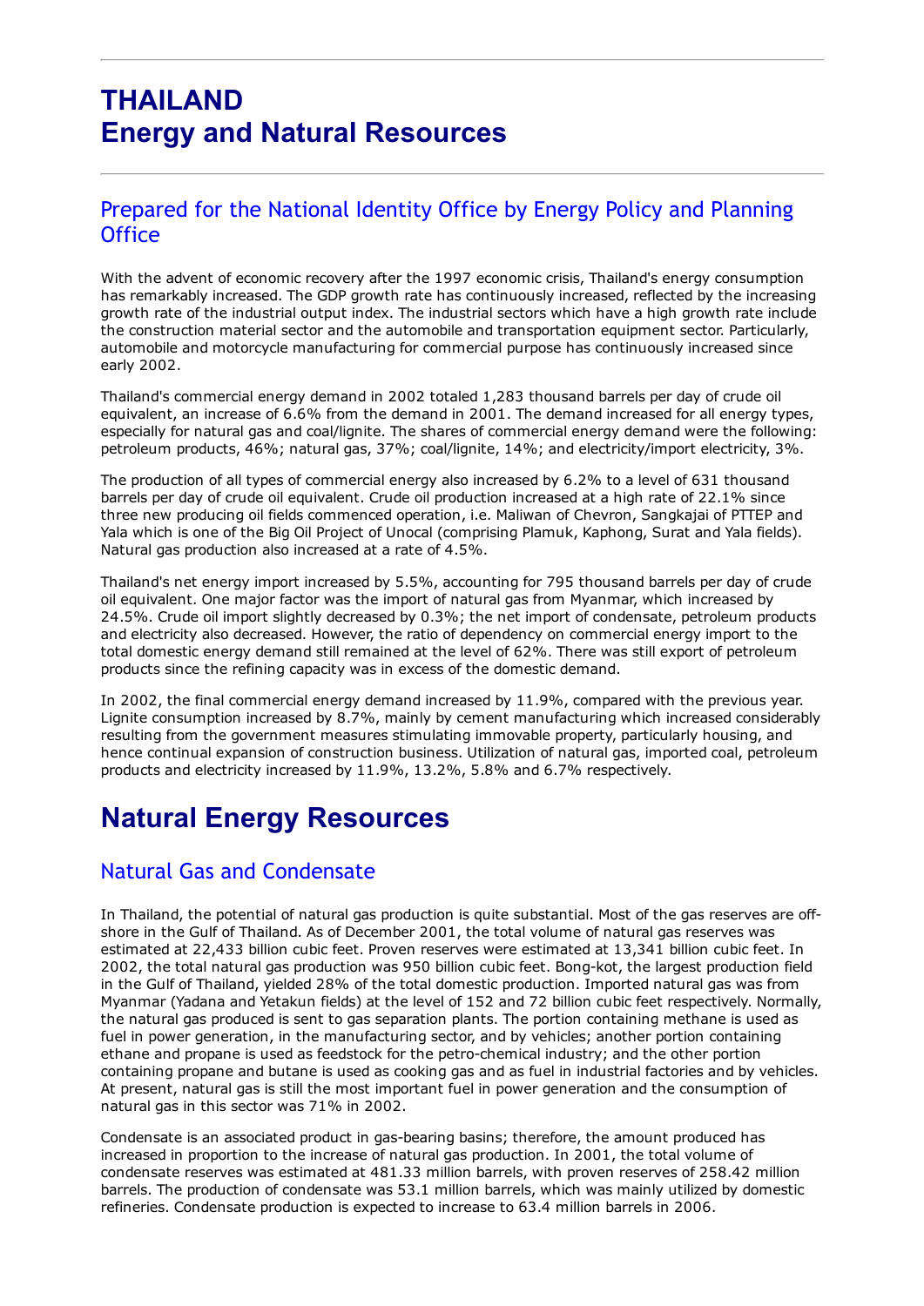# THAILAND
# Energy and Natural Resources

## Prepared for the National Identity Office by Energy Policy and Planning Office

With the advent of economic recovery after the 1997 economic crisis, Thailand's energy consumption has remarkably increased. The GDP growth rate has continuously increased, reflected by the increasing growth rate of the industrial output index. The industrial sectors which have a high growth rate include the construction material sector and the automobile and transportation equipment sector. Particularly, automobile and motorcycle manufacturing for commercial purpose has continuously increased since early 2002.

Thailand's commercial energy demand in 2002 totaled 1,283 thousand barrels per day of crude oil equivalent, an increase of 6.6% from the demand in 2001. The demand increased for all energy types, especially for natural gas and coal/lignite. The shares of commercial energy demand were the following: petroleum products, 46%; natural gas, 37%; coal/lignite, 14%; and electricity/import electricity, 3%.

The production of all types of commercial energy also increased by 6.2% to a level of 631 thousand barrels per day of crude oil equivalent. Crude oil production increased at a high rate of 22.1% since three new producing oil fields commenced operation, i.e. Maliwan of Chevron, Sangkajai of PTTEP and Yala which is one of the Big Oil Project of Unocal (comprising Plamuk, Kaphong, Surat and Yala fields). Natural gas production also increased at a rate of 4.5%.

Thailand's net energy import increased by 5.5%, accounting for 795 thousand barrels per day of crude oil equivalent. One major factor was the import of natural gas from Myanmar, which increased by 24.5%. Crude oil import slightly decreased by 0.3%; the net import of condensate, petroleum products and electricity also decreased. However, the ratio of dependency on commercial energy import to the total domestic energy demand still remained at the level of 62%. There was still export of petroleum products since the refining capacity was in excess of the domestic demand.

In 2002, the final commercial energy demand increased by 11.9%, compared with the previous year. Lignite consumption increased by 8.7%, mainly by cement manufacturing which increased considerably resulting from the government measures stimulating immovable property, particularly housing, and hence continual expansion of construction business. Utilization of natural gas, imported coal, petroleum products and electricity increased by 11.9%, 13.2%, 5.8% and 6.7% respectively.

# Natural Energy Resources

## Natural Gas and Condensate

In Thailand, the potential of natural gas production is quite substantial. Most of the gas reserves are off-shore in the Gulf of Thailand. As of December 2001, the total volume of natural gas reserves was estimated at 22,433 billion cubic feet. Proven reserves were estimated at 13,341 billion cubic feet. In 2002, the total natural gas production was 950 billion cubic feet. Bong-kot, the largest production field in the Gulf of Thailand, yielded 28% of the total domestic production. Imported natural gas was from Myanmar (Yadana and Yetakun fields) at the level of 152 and 72 billion cubic feet respectively. Normally, the natural gas produced is sent to gas separation plants. The portion containing methane is used as fuel in power generation, in the manufacturing sector, and by vehicles; another portion containing ethane and propane is used as feedstock for the petro-chemical industry; and the other portion containing propane and butane is used as cooking gas and as fuel in industrial factories and by vehicles. At present, natural gas is still the most important fuel in power generation and the consumption of natural gas in this sector was 71% in 2002.

Condensate is an associated product in gas-bearing basins; therefore, the amount produced has increased in proportion to the increase of natural gas production. In 2001, the total volume of condensate reserves was estimated at 481.33 million barrels, with proven reserves of 258.42 million barrels. The production of condensate was 53.1 million barrels, which was mainly utilized by domestic refineries. Condensate production is expected to increase to 63.4 million barrels in 2006.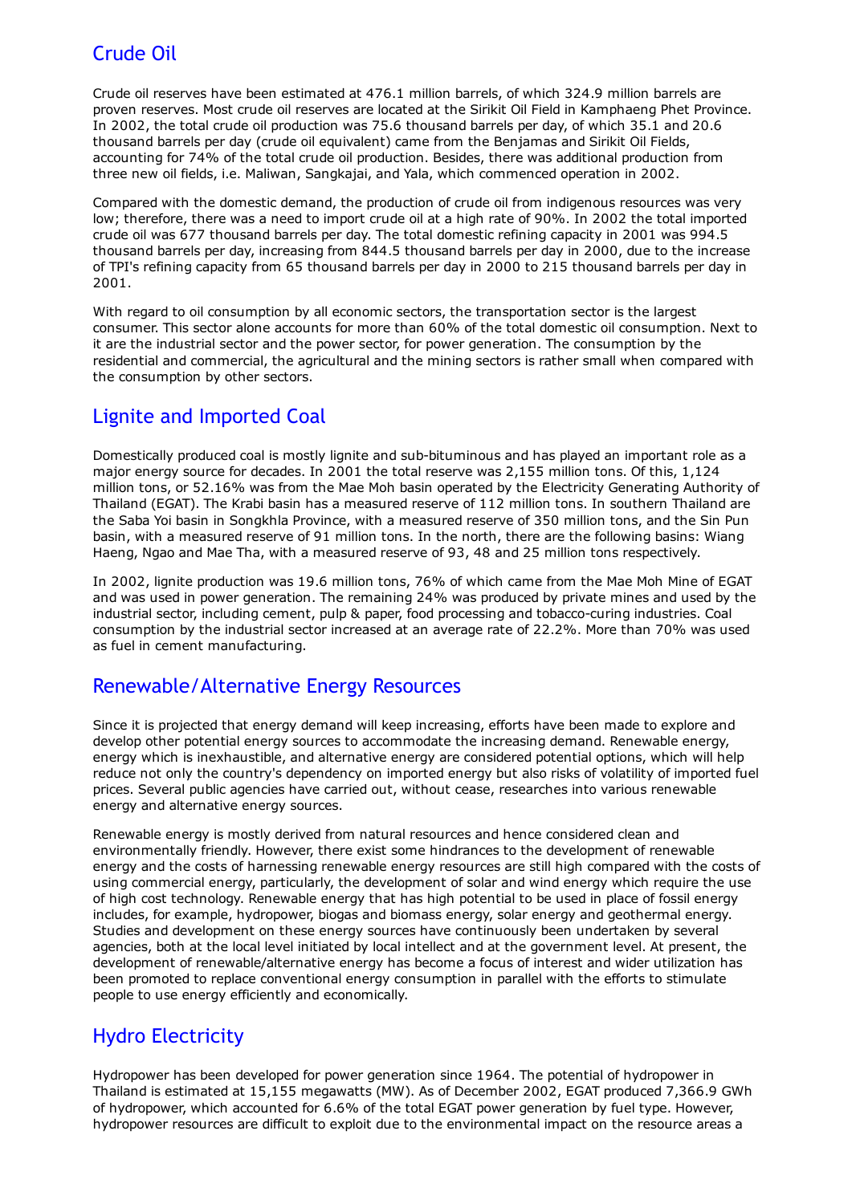## Crude Oil

Crude oil reserves have been estimated at 476.1 million barrels, of which 324.9 million barrels are proven reserves. Most crude oil reserves are located at the Sirikit Oil Field in Kamphaeng Phet Province. In 2002, the total crude oil production was 75.6 thousand barrels per day, of which 35.1 and 20.6 thousand barrels per day (crude oil equivalent) came from the Benjamas and Sirikit Oil Fields, accounting for 74% of the total crude oil production. Besides, there was additional production from three new oil fields, i.e. Maliwan, Sangkajai, and Yala, which commenced operation in 2002.

Compared with the domestic demand, the production of crude oil from indigenous resources was very low; therefore, there was a need to import crude oil at a high rate of 90%. In 2002 the total imported crude oil was 677 thousand barrels per day. The total domestic refining capacity in 2001 was 994.5 thousand barrels per day, increasing from 844.5 thousand barrels per day in 2000, due to the increase of TPI's refining capacity from 65 thousand barrels per day in 2000 to 215 thousand barrels per day in 2001.

With regard to oil consumption by all economic sectors, the transportation sector is the largest consumer. This sector alone accounts for more than 60% of the total domestic oil consumption. Next to it are the industrial sector and the power sector, for power generation. The consumption by the residential and commercial, the agricultural and the mining sectors is rather small when compared with the consumption by other sectors.

## Lignite and Imported Coal

Domestically produced coal is mostly lignite and sub-bituminous and has played an important role as a major energy source for decades. In 2001 the total reserve was 2,155 million tons. Of this, 1,124 million tons, or 52.16% was from the Mae Moh basin operated by the Electricity Generating Authority of Thailand (EGAT). The Krabi basin has a measured reserve of 112 million tons. In southern Thailand are the Saba Yoi basin in Songkhla Province, with a measured reserve of 350 million tons, and the Sin Pun basin, with a measured reserve of 91 million tons. In the north, there are the following basins: Wiang Haeng, Ngao and Mae Tha, with a measured reserve of 93, 48 and 25 million tons respectively.

In 2002, lignite production was 19.6 million tons, 76% of which came from the Mae Moh Mine of EGAT and was used in power generation. The remaining 24% was produced by private mines and used by the industrial sector, including cement, pulp & paper, food processing and tobacco-curing industries. Coal consumption by the industrial sector increased at an average rate of 22.2%. More than 70% was used as fuel in cement manufacturing.

## Renewable/Alternative Energy Resources

Since it is projected that energy demand will keep increasing, efforts have been made to explore and develop other potential energy sources to accommodate the increasing demand. Renewable energy, energy which is inexhaustible, and alternative energy are considered potential options, which will help reduce not only the country's dependency on imported energy but also risks of volatility of imported fuel prices. Several public agencies have carried out, without cease, researches into various renewable energy and alternative energy sources.

Renewable energy is mostly derived from natural resources and hence considered clean and environmentally friendly. However, there exist some hindrances to the development of renewable energy and the costs of harnessing renewable energy resources are still high compared with the costs of using commercial energy, particularly, the development of solar and wind energy which require the use of high cost technology. Renewable energy that has high potential to be used in place of fossil energy includes, for example, hydropower, biogas and biomass energy, solar energy and geothermal energy. Studies and development on these energy sources have continuously been undertaken by several agencies, both at the local level initiated by local intellect and at the government level. At present, the development of renewable/alternative energy has become a focus of interest and wider utilization has been promoted to replace conventional energy consumption in parallel with the efforts to stimulate people to use energy efficiently and economically.

## Hydro Electricity

Hydropower has been developed for power generation since 1964. The potential of hydropower in Thailand is estimated at 15,155 megawatts (MW). As of December 2002, EGAT produced 7,366.9 GWh of hydropower, which accounted for 6.6% of the total EGAT power generation by fuel type. However, hydropower resources are difficult to exploit due to the environmental impact on the resource areas a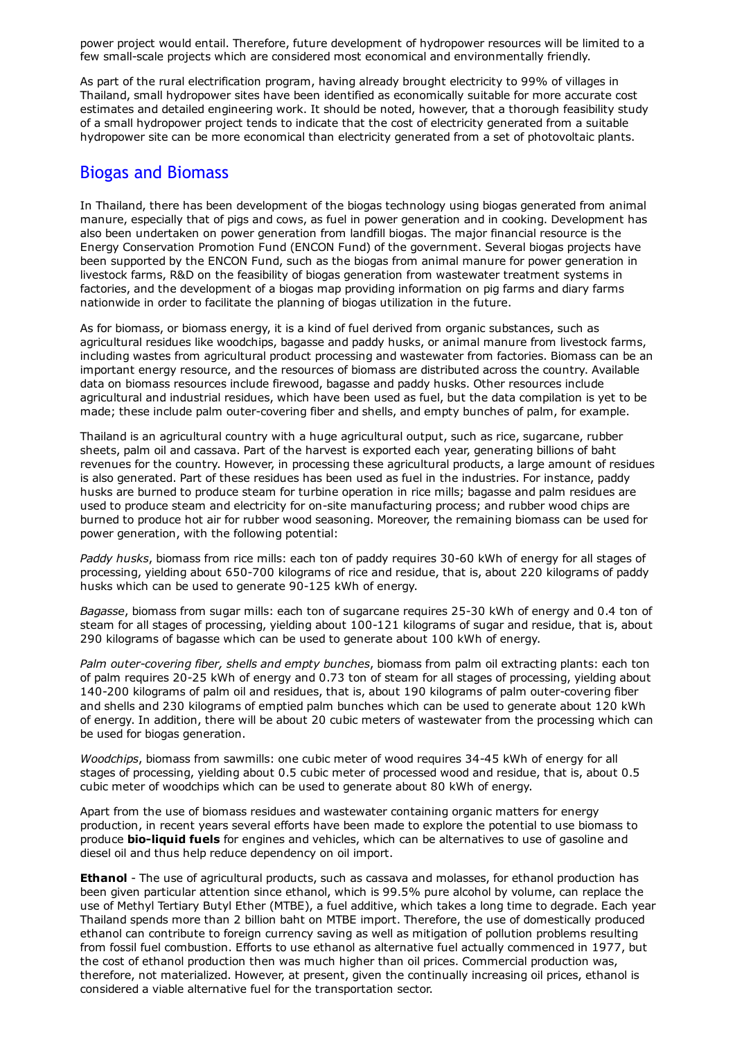power project would entail. Therefore, future development of hydropower resources will be limited to a few small-scale projects which are considered most economical and environmentally friendly.

As part of the rural electrification program, having already brought electricity to 99% of villages in Thailand, small hydropower sites have been identified as economically suitable for more accurate cost estimates and detailed engineering work. It should be noted, however, that a thorough feasibility study of a small hydropower project tends to indicate that the cost of electricity generated from a suitable hydropower site can be more economical than electricity generated from a set of photovoltaic plants.

## Biogas and Biomass

In Thailand, there has been development of the biogas technology using biogas generated from animal manure, especially that of pigs and cows, as fuel in power generation and in cooking. Development has also been undertaken on power generation from landfill biogas. The major financial resource is the Energy Conservation Promotion Fund (ENCON Fund) of the government. Several biogas projects have been supported by the ENCON Fund, such as the biogas from animal manure for power generation in livestock farms, R&D on the feasibility of biogas generation from wastewater treatment systems in factories, and the development of a biogas map providing information on pig farms and diary farms nationwide in order to facilitate the planning of biogas utilization in the future.

As for biomass, or biomass energy, it is a kind of fuel derived from organic substances, such as agricultural residues like woodchips, bagasse and paddy husks, or animal manure from livestock farms, including wastes from agricultural product processing and wastewater from factories. Biomass can be an important energy resource, and the resources of biomass are distributed across the country. Available data on biomass resources include firewood, bagasse and paddy husks. Other resources include agricultural and industrial residues, which have been used as fuel, but the data compilation is yet to be made; these include palm outer-covering fiber and shells, and empty bunches of palm, for example.

Thailand is an agricultural country with a huge agricultural output, such as rice, sugarcane, rubber sheets, palm oil and cassava. Part of the harvest is exported each year, generating billions of baht revenues for the country. However, in processing these agricultural products, a large amount of residues is also generated. Part of these residues has been used as fuel in the industries. For instance, paddy husks are burned to produce steam for turbine operation in rice mills; bagasse and palm residues are used to produce steam and electricity for on-site manufacturing process; and rubber wood chips are burned to produce hot air for rubber wood seasoning. Moreover, the remaining biomass can be used for power generation, with the following potential:

*Paddy husks*, biomass from rice mills: each ton of paddy requires 30-60 kWh of energy for all stages of processing, yielding about 650-700 kilograms of rice and residue, that is, about 220 kilograms of paddy husks which can be used to generate 90-125 kWh of energy.

*Bagasse*, biomass from sugar mills: each ton of sugarcane requires 25-30 kWh of energy and 0.4 ton of steam for all stages of processing, yielding about 100-121 kilograms of sugar and residue, that is, about 290 kilograms of bagasse which can be used to generate about 100 kWh of energy.

*Palm outer-covering fiber, shells and empty bunches*, biomass from palm oil extracting plants: each ton of palm requires 20-25 kWh of energy and 0.73 ton of steam for all stages of processing, yielding about 140-200 kilograms of palm oil and residues, that is, about 190 kilograms of palm outer-covering fiber and shells and 230 kilograms of emptied palm bunches which can be used to generate about 120 kWh of energy. In addition, there will be about 20 cubic meters of wastewater from the processing which can be used for biogas generation.

*Woodchips*, biomass from sawmills: one cubic meter of wood requires 34-45 kWh of energy for all stages of processing, yielding about 0.5 cubic meter of processed wood and residue, that is, about 0.5 cubic meter of woodchips which can be used to generate about 80 kWh of energy.

Apart from the use of biomass residues and wastewater containing organic matters for energy production, in recent years several efforts have been made to explore the potential to use biomass to produce **bio-liquid fuels** for engines and vehicles, which can be alternatives to use of gasoline and diesel oil and thus help reduce dependency on oil import.

**Ethanol** - The use of agricultural products, such as cassava and molasses, for ethanol production has been given particular attention since ethanol, which is 99.5% pure alcohol by volume, can replace the use of Methyl Tertiary Butyl Ether (MTBE), a fuel additive, which takes a long time to degrade. Each year Thailand spends more than 2 billion baht on MTBE import. Therefore, the use of domestically produced ethanol can contribute to foreign currency saving as well as mitigation of pollution problems resulting from fossil fuel combustion. Efforts to use ethanol as alternative fuel actually commenced in 1977, but the cost of ethanol production then was much higher than oil prices. Commercial production was, therefore, not materialized. However, at present, given the continually increasing oil prices, ethanol is considered a viable alternative fuel for the transportation sector.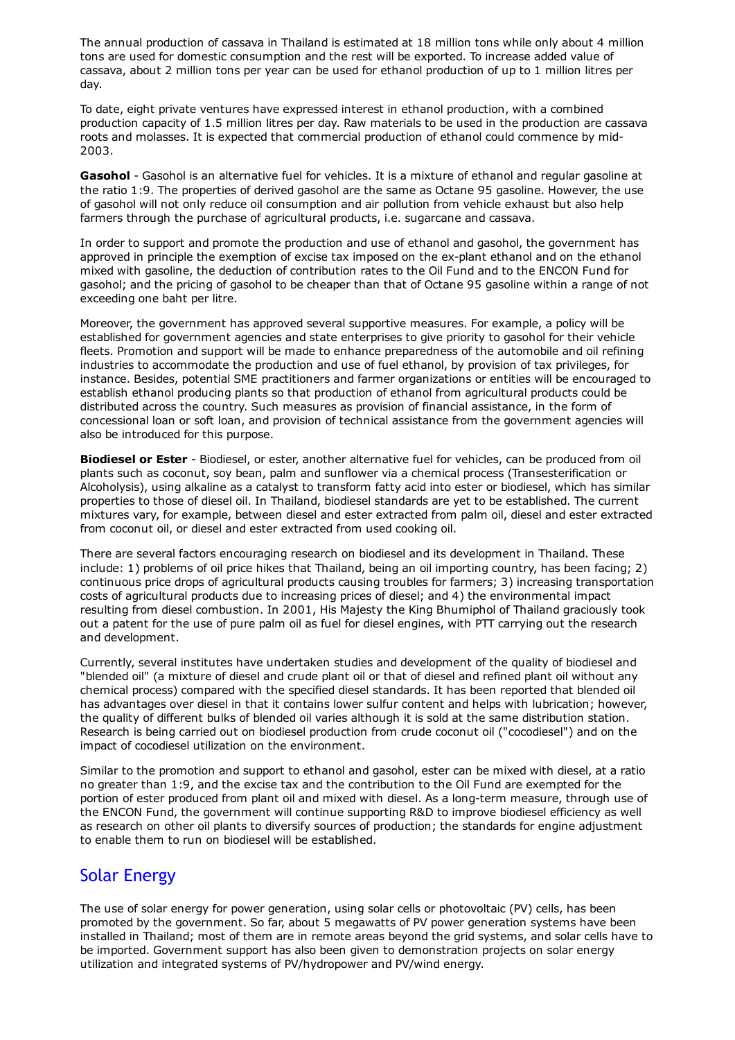The annual production of cassava in Thailand is estimated at 18 million tons while only about 4 million tons are used for domestic consumption and the rest will be exported. To increase added value of cassava, about 2 million tons per year can be used for ethanol production of up to 1 million litres per day.

To date, eight private ventures have expressed interest in ethanol production, with a combined production capacity of 1.5 million litres per day. Raw materials to be used in the production are cassava roots and molasses. It is expected that commercial production of ethanol could commence by mid-2003.

**Gasohol** - Gasohol is an alternative fuel for vehicles. It is a mixture of ethanol and regular gasoline at the ratio 1:9. The properties of derived gasohol are the same as Octane 95 gasoline. However, the use of gasohol will not only reduce oil consumption and air pollution from vehicle exhaust but also help farmers through the purchase of agricultural products, i.e. sugarcane and cassava.

In order to support and promote the production and use of ethanol and gasohol, the government has approved in principle the exemption of excise tax imposed on the ex-plant ethanol and on the ethanol mixed with gasoline, the deduction of contribution rates to the Oil Fund and to the ENCON Fund for gasohol; and the pricing of gasohol to be cheaper than that of Octane 95 gasoline within a range of not exceeding one baht per litre.

Moreover, the government has approved several supportive measures. For example, a policy will be established for government agencies and state enterprises to give priority to gasohol for their vehicle fleets. Promotion and support will be made to enhance preparedness of the automobile and oil refining industries to accommodate the production and use of fuel ethanol, by provision of tax privileges, for instance. Besides, potential SME practitioners and farmer organizations or entities will be encouraged to establish ethanol producing plants so that production of ethanol from agricultural products could be distributed across the country. Such measures as provision of financial assistance, in the form of concessional loan or soft loan, and provision of technical assistance from the government agencies will also be introduced for this purpose.

**Biodiesel or Ester** - Biodiesel, or ester, another alternative fuel for vehicles, can be produced from oil plants such as coconut, soy bean, palm and sunflower via a chemical process (Transesterification or Alcoholysis), using alkaline as a catalyst to transform fatty acid into ester or biodiesel, which has similar properties to those of diesel oil. In Thailand, biodiesel standards are yet to be established. The current mixtures vary, for example, between diesel and ester extracted from palm oil, diesel and ester extracted from coconut oil, or diesel and ester extracted from used cooking oil.

There are several factors encouraging research on biodiesel and its development in Thailand. These include: 1) problems of oil price hikes that Thailand, being an oil importing country, has been facing; 2) continuous price drops of agricultural products causing troubles for farmers; 3) increasing transportation costs of agricultural products due to increasing prices of diesel; and 4) the environmental impact resulting from diesel combustion. In 2001, His Majesty the King Bhumiphol of Thailand graciously took out a patent for the use of pure palm oil as fuel for diesel engines, with PTT carrying out the research and development.

Currently, several institutes have undertaken studies and development of the quality of biodiesel and "blended oil" (a mixture of diesel and crude plant oil or that of diesel and refined plant oil without any chemical process) compared with the specified diesel standards. It has been reported that blended oil has advantages over diesel in that it contains lower sulfur content and helps with lubrication; however, the quality of different bulks of blended oil varies although it is sold at the same distribution station. Research is being carried out on biodiesel production from crude coconut oil ("cocodiesel") and on the impact of cocodiesel utilization on the environment.

Similar to the promotion and support to ethanol and gasohol, ester can be mixed with diesel, at a ratio no greater than 1:9, and the excise tax and the contribution to the Oil Fund are exempted for the portion of ester produced from plant oil and mixed with diesel. As a long-term measure, through use of the ENCON Fund, the government will continue supporting R&D to improve biodiesel efficiency as well as research on other oil plants to diversify sources of production; the standards for engine adjustment to enable them to run on biodiesel will be established.

## Solar Energy

The use of solar energy for power generation, using solar cells or photovoltaic (PV) cells, has been promoted by the government. So far, about 5 megawatts of PV power generation systems have been installed in Thailand; most of them are in remote areas beyond the grid systems, and solar cells have to be imported. Government support has also been given to demonstration projects on solar energy utilization and integrated systems of PV/hydropower and PV/wind energy.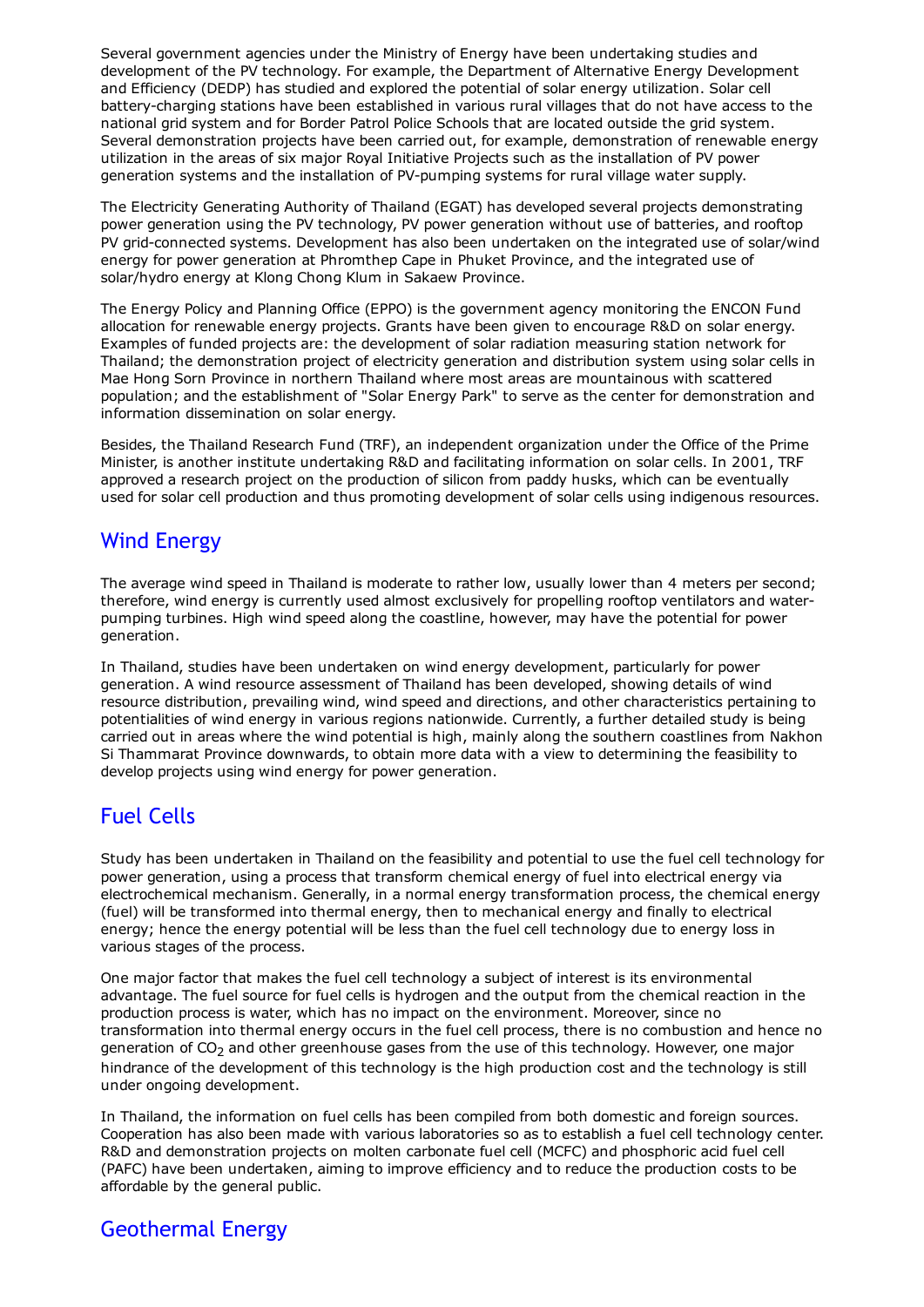Several government agencies under the Ministry of Energy have been undertaking studies and development of the PV technology. For example, the Department of Alternative Energy Development and Efficiency (DEDP) has studied and explored the potential of solar energy utilization. Solar cell battery-charging stations have been established in various rural villages that do not have access to the national grid system and for Border Patrol Police Schools that are located outside the grid system. Several demonstration projects have been carried out, for example, demonstration of renewable energy utilization in the areas of six major Royal Initiative Projects such as the installation of PV power generation systems and the installation of PV-pumping systems for rural village water supply.

The Electricity Generating Authority of Thailand (EGAT) has developed several projects demonstrating power generation using the PV technology, PV power generation without use of batteries, and rooftop PV grid-connected systems. Development has also been undertaken on the integrated use of solar/wind energy for power generation at Phromthep Cape in Phuket Province, and the integrated use of solar/hydro energy at Klong Chong Klum in Sakaew Province.

The Energy Policy and Planning Office (EPPO) is the government agency monitoring the ENCON Fund allocation for renewable energy projects. Grants have been given to encourage R&D on solar energy. Examples of funded projects are: the development of solar radiation measuring station network for Thailand; the demonstration project of electricity generation and distribution system using solar cells in Mae Hong Sorn Province in northern Thailand where most areas are mountainous with scattered population; and the establishment of "Solar Energy Park" to serve as the center for demonstration and information dissemination on solar energy.

Besides, the Thailand Research Fund (TRF), an independent organization under the Office of the Prime Minister, is another institute undertaking R&D and facilitating information on solar cells. In 2001, TRF approved a research project on the production of silicon from paddy husks, which can be eventually used for solar cell production and thus promoting development of solar cells using indigenous resources.

## Wind Energy

The average wind speed in Thailand is moderate to rather low, usually lower than 4 meters per second; therefore, wind energy is currently used almost exclusively for propelling rooftop ventilators and water-pumping turbines. High wind speed along the coastline, however, may have the potential for power generation.

In Thailand, studies have been undertaken on wind energy development, particularly for power generation. A wind resource assessment of Thailand has been developed, showing details of wind resource distribution, prevailing wind, wind speed and directions, and other characteristics pertaining to potentialities of wind energy in various regions nationwide. Currently, a further detailed study is being carried out in areas where the wind potential is high, mainly along the southern coastlines from Nakhon Si Thammarat Province downwards, to obtain more data with a view to determining the feasibility to develop projects using wind energy for power generation.

## Fuel Cells

Study has been undertaken in Thailand on the feasibility and potential to use the fuel cell technology for power generation, using a process that transform chemical energy of fuel into electrical energy via electrochemical mechanism. Generally, in a normal energy transformation process, the chemical energy (fuel) will be transformed into thermal energy, then to mechanical energy and finally to electrical energy; hence the energy potential will be less than the fuel cell technology due to energy loss in various stages of the process.

One major factor that makes the fuel cell technology a subject of interest is its environmental advantage. The fuel source for fuel cells is hydrogen and the output from the chemical reaction in the production process is water, which has no impact on the environment. Moreover, since no transformation into thermal energy occurs in the fuel cell process, there is no combustion and hence no generation of $CO_2$ and other greenhouse gases from the use of this technology. However, one major hindrance of the development of this technology is the high production cost and the technology is still under ongoing development.

In Thailand, the information on fuel cells has been compiled from both domestic and foreign sources. Cooperation has also been made with various laboratories so as to establish a fuel cell technology center. R&D and demonstration projects on molten carbonate fuel cell (MCFC) and phosphoric acid fuel cell (PAFC) have been undertaken, aiming to improve efficiency and to reduce the production costs to be affordable by the general public.

## Geothermal Energy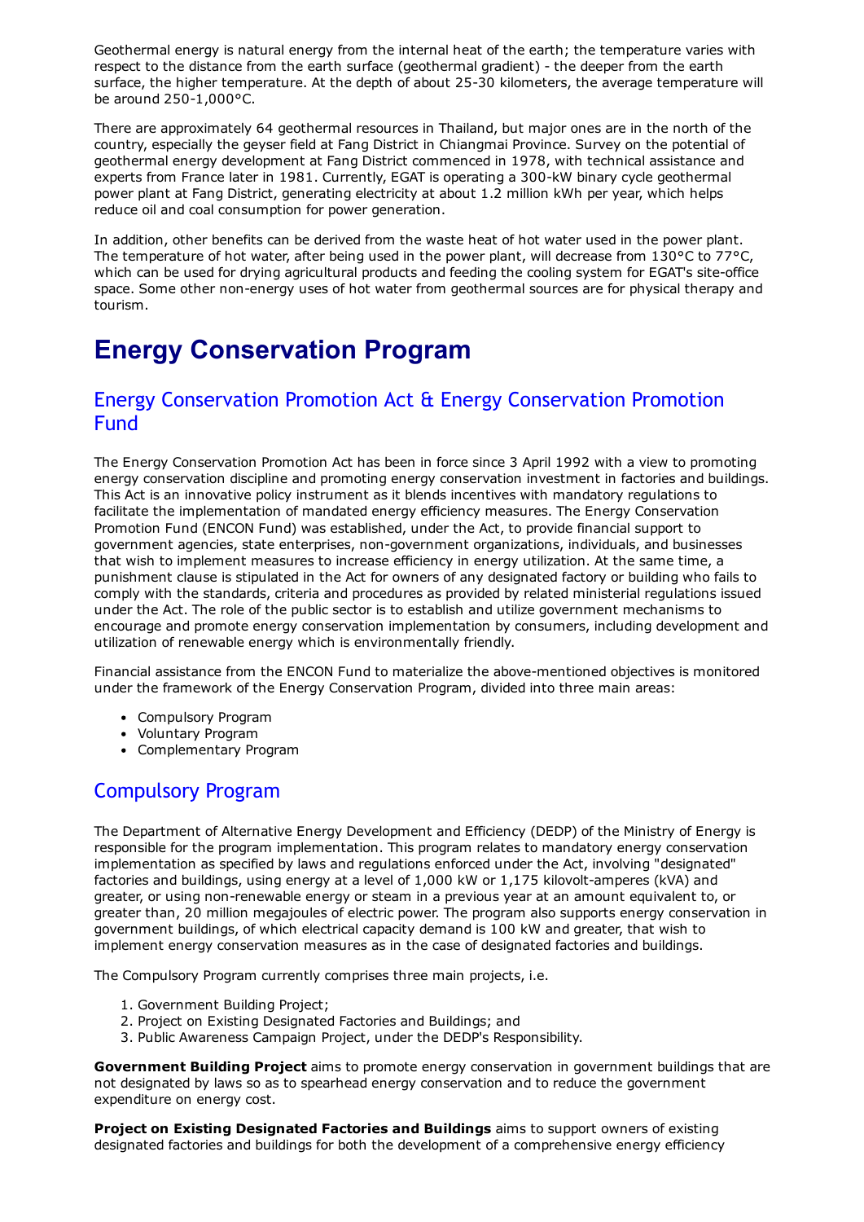Geothermal energy is natural energy from the internal heat of the earth; the temperature varies with respect to the distance from the earth surface (geothermal gradient) - the deeper from the earth surface, the higher temperature. At the depth of about 25-30 kilometers, the average temperature will be around 250-1,000°C.

There are approximately 64 geothermal resources in Thailand, but major ones are in the north of the country, especially the geyser field at Fang District in Chiangmai Province. Survey on the potential of geothermal energy development at Fang District commenced in 1978, with technical assistance and experts from France later in 1981. Currently, EGAT is operating a 300-kW binary cycle geothermal power plant at Fang District, generating electricity at about 1.2 million kWh per year, which helps reduce oil and coal consumption for power generation.

In addition, other benefits can be derived from the waste heat of hot water used in the power plant. The temperature of hot water, after being used in the power plant, will decrease from 130°C to 77°C, which can be used for drying agricultural products and feeding the cooling system for EGAT's site-office space. Some other non-energy uses of hot water from geothermal sources are for physical therapy and tourism.

# Energy Conservation Program

## Energy Conservation Promotion Act & Energy Conservation Promotion Fund

The Energy Conservation Promotion Act has been in force since 3 April 1992 with a view to promoting energy conservation discipline and promoting energy conservation investment in factories and buildings. This Act is an innovative policy instrument as it blends incentives with mandatory regulations to facilitate the implementation of mandated energy efficiency measures. The Energy Conservation Promotion Fund (ENCON Fund) was established, under the Act, to provide financial support to government agencies, state enterprises, non-government organizations, individuals, and businesses that wish to implement measures to increase efficiency in energy utilization. At the same time, a punishment clause is stipulated in the Act for owners of any designated factory or building who fails to comply with the standards, criteria and procedures as provided by related ministerial regulations issued under the Act. The role of the public sector is to establish and utilize government mechanisms to encourage and promote energy conservation implementation by consumers, including development and utilization of renewable energy which is environmentally friendly.

Financial assistance from the ENCON Fund to materialize the above-mentioned objectives is monitored under the framework of the Energy Conservation Program, divided into three main areas:

- Compulsory Program
- Voluntary Program
- Complementary Program

## Compulsory Program

The Department of Alternative Energy Development and Efficiency (DEDP) of the Ministry of Energy is responsible for the program implementation. This program relates to mandatory energy conservation implementation as specified by laws and regulations enforced under the Act, involving "designated" factories and buildings, using energy at a level of 1,000 kW or 1,175 kilovolt-amperes (kVA) and greater, or using non-renewable energy or steam in a previous year at an amount equivalent to, or greater than, 20 million megajoules of electric power. The program also supports energy conservation in government buildings, of which electrical capacity demand is 100 kW and greater, that wish to implement energy conservation measures as in the case of designated factories and buildings.

The Compulsory Program currently comprises three main projects, i.e.

1. Government Building Project;
2. Project on Existing Designated Factories and Buildings; and
3. Public Awareness Campaign Project, under the DEDP's Responsibility.

**Government Building Project** aims to promote energy conservation in government buildings that are not designated by laws so as to spearhead energy conservation and to reduce the government expenditure on energy cost.

**Project on Existing Designated Factories and Buildings** aims to support owners of existing designated factories and buildings for both the development of a comprehensive energy efficiency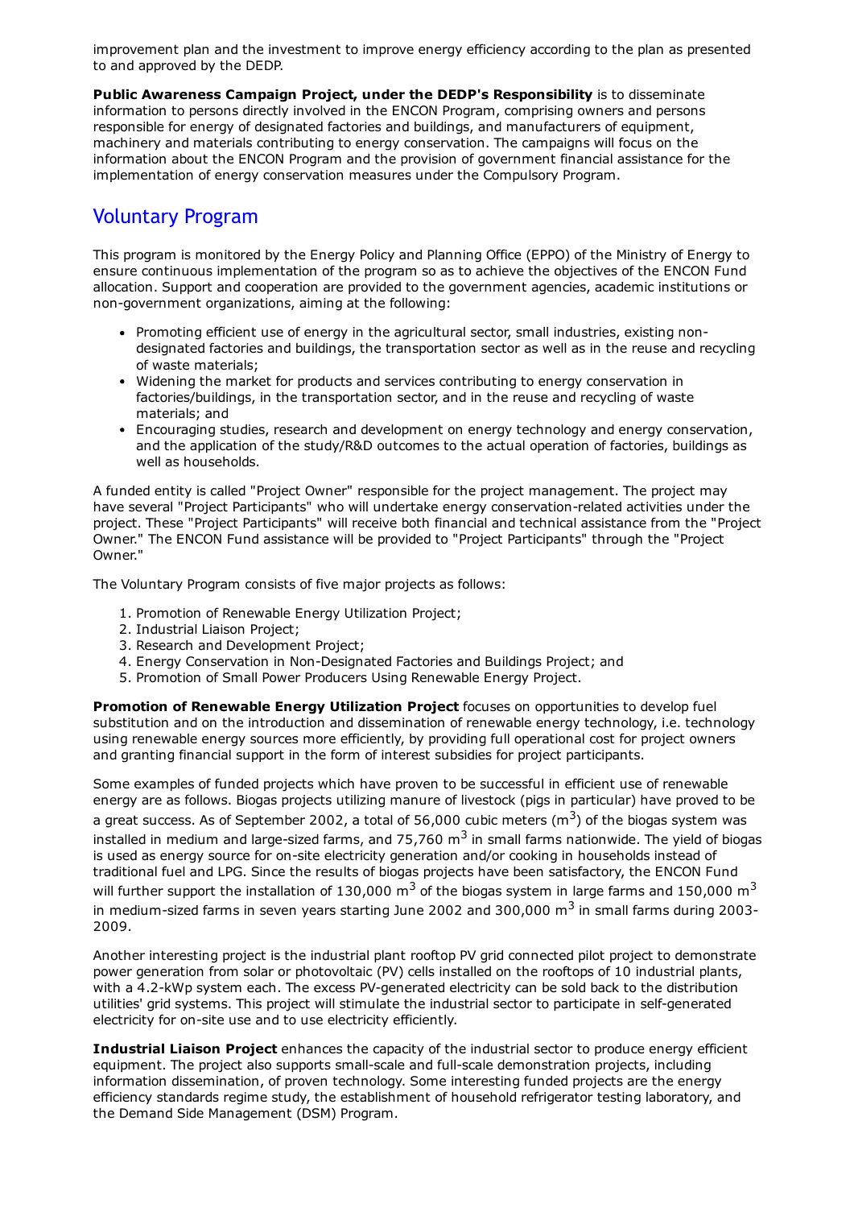improvement plan and the investment to improve energy efficiency according to the plan as presented to and approved by the DEDP.

**Public Awareness Campaign Project, under the DEDP's Responsibility** is to disseminate information to persons directly involved in the ENCON Program, comprising owners and persons responsible for energy of designated factories and buildings, and manufacturers of equipment, machinery and materials contributing to energy conservation. The campaigns will focus on the information about the ENCON Program and the provision of government financial assistance for the implementation of energy conservation measures under the Compulsory Program.

## Voluntary Program

This program is monitored by the Energy Policy and Planning Office (EPPO) of the Ministry of Energy to ensure continuous implementation of the program so as to achieve the objectives of the ENCON Fund allocation. Support and cooperation are provided to the government agencies, academic institutions or non-government organizations, aiming at the following:

- Promoting efficient use of energy in the agricultural sector, small industries, existing non-designated factories and buildings, the transportation sector as well as in the reuse and recycling of waste materials;
- Widening the market for products and services contributing to energy conservation in factories/buildings, in the transportation sector, and in the reuse and recycling of waste materials; and
- Encouraging studies, research and development on energy technology and energy conservation, and the application of the study/R&D outcomes to the actual operation of factories, buildings as well as households.

A funded entity is called "Project Owner" responsible for the project management. The project may have several "Project Participants" who will undertake energy conservation-related activities under the project. These "Project Participants" will receive both financial and technical assistance from the "Project Owner." The ENCON Fund assistance will be provided to "Project Participants" through the "Project Owner."

The Voluntary Program consists of five major projects as follows:

1. Promotion of Renewable Energy Utilization Project;
2. Industrial Liaison Project;
3. Research and Development Project;
4. Energy Conservation in Non-Designated Factories and Buildings Project; and
5. Promotion of Small Power Producers Using Renewable Energy Project.

**Promotion of Renewable Energy Utilization Project** focuses on opportunities to develop fuel substitution and on the introduction and dissemination of renewable energy technology, i.e. technology using renewable energy sources more efficiently, by providing full operational cost for project owners and granting financial support in the form of interest subsidies for project participants.

Some examples of funded projects which have proven to be successful in efficient use of renewable energy are as follows. Biogas projects utilizing manure of livestock (pigs in particular) have proved to be a great success. As of September 2002, a total of 56,000 cubic meters ($m^3$) of the biogas system was installed in medium and large-sized farms, and 75,760 $m^3$ in small farms nationwide. The yield of biogas is used as energy source for on-site electricity generation and/or cooking in households instead of traditional fuel and LPG. Since the results of biogas projects have been satisfactory, the ENCON Fund will further support the installation of 130,000 $m^3$ of the biogas system in large farms and 150,000 $m^3$ in medium-sized farms in seven years starting June 2002 and 300,000 $m^3$ in small farms during 2003-2009.

Another interesting project is the industrial plant rooftop PV grid connected pilot project to demonstrate power generation from solar or photovoltaic (PV) cells installed on the rooftops of 10 industrial plants, with a 4.2-kWp system each. The excess PV-generated electricity can be sold back to the distribution utilities' grid systems. This project will stimulate the industrial sector to participate in self-generated electricity for on-site use and to use electricity efficiently.

**Industrial Liaison Project** enhances the capacity of the industrial sector to produce energy efficient equipment. The project also supports small-scale and full-scale demonstration projects, including information dissemination, of proven technology. Some interesting funded projects are the energy efficiency standards regime study, the establishment of household refrigerator testing laboratory, and the Demand Side Management (DSM) Program.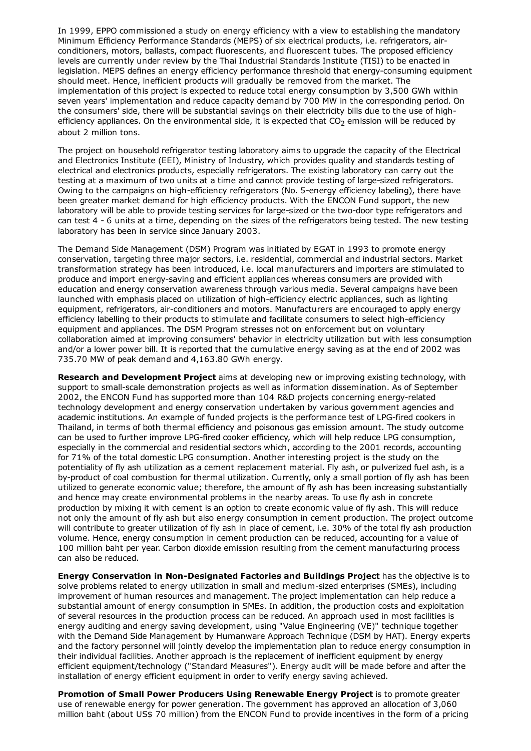In 1999, EPPO commissioned a study on energy efficiency with a view to establishing the mandatory Minimum Efficiency Performance Standards (MEPS) of six electrical products, i.e. refrigerators, air-conditioners, motors, ballasts, compact fluorescents, and fluorescent tubes. The proposed efficiency levels are currently under review by the Thai Industrial Standards Institute (TISI) to be enacted in legislation. MEPS defines an energy efficiency performance threshold that energy-consuming equipment should meet. Hence, inefficient products will gradually be removed from the market. The implementation of this project is expected to reduce total energy consumption by 3,500 GWh within seven years' implementation and reduce capacity demand by 700 MW in the corresponding period. On the consumers' side, there will be substantial savings on their electricity bills due to the use of high-efficiency appliances. On the environmental side, it is expected that $CO_2$ emission will be reduced by about 2 million tons.

The project on household refrigerator testing laboratory aims to upgrade the capacity of the Electrical and Electronics Institute (EEI), Ministry of Industry, which provides quality and standards testing of electrical and electronics products, especially refrigerators. The existing laboratory can carry out the testing at a maximum of two units at a time and cannot provide testing of large-sized refrigerators. Owing to the campaigns on high-efficiency refrigerators (No. 5-energy efficiency labeling), there have been greater market demand for high efficiency products. With the ENCON Fund support, the new laboratory will be able to provide testing services for large-sized or the two-door type refrigerators and can test 4 - 6 units at a time, depending on the sizes of the refrigerators being tested. The new testing laboratory has been in service since January 2003.

The Demand Side Management (DSM) Program was initiated by EGAT in 1993 to promote energy conservation, targeting three major sectors, i.e. residential, commercial and industrial sectors. Market transformation strategy has been introduced, i.e. local manufacturers and importers are stimulated to produce and import energy-saving and efficient appliances whereas consumers are provided with education and energy conservation awareness through various media. Several campaigns have been launched with emphasis placed on utilization of high-efficiency electric appliances, such as lighting equipment, refrigerators, air-conditioners and motors. Manufacturers are encouraged to apply energy efficiency labelling to their products to stimulate and facilitate consumers to select high-efficiency equipment and appliances. The DSM Program stresses not on enforcement but on voluntary collaboration aimed at improving consumers' behavior in electricity utilization but with less consumption and/or a lower power bill. It is reported that the cumulative energy saving as at the end of 2002 was 735.70 MW of peak demand and 4,163.80 GWh energy.

**Research and Development Project** aims at developing new or improving existing technology, with support to small-scale demonstration projects as well as information dissemination. As of September 2002, the ENCON Fund has supported more than 104 R&D projects concerning energy-related technology development and energy conservation undertaken by various government agencies and academic institutions. An example of funded projects is the performance test of LPG-fired cookers in Thailand, in terms of both thermal efficiency and poisonous gas emission amount. The study outcome can be used to further improve LPG-fired cooker efficiency, which will help reduce LPG consumption, especially in the commercial and residential sectors which, according to the 2001 records, accounting for 71% of the total domestic LPG consumption. Another interesting project is the study on the potentiality of fly ash utilization as a cement replacement material. Fly ash, or pulverized fuel ash, is a by-product of coal combustion for thermal utilization. Currently, only a small portion of fly ash has been utilized to generate economic value; therefore, the amount of fly ash has been increasing substantially and hence may create environmental problems in the nearby areas. To use fly ash in concrete production by mixing it with cement is an option to create economic value of fly ash. This will reduce not only the amount of fly ash but also energy consumption in cement production. The project outcome will contribute to greater utilization of fly ash in place of cement, i.e. 30% of the total fly ash production volume. Hence, energy consumption in cement production can be reduced, accounting for a value of 100 million baht per year. Carbon dioxide emission resulting from the cement manufacturing process can also be reduced.

**Energy Conservation in Non-Designated Factories and Buildings Project** has the objective is to solve problems related to energy utilization in small and medium-sized enterprises (SMEs), including improvement of human resources and management. The project implementation can help reduce a substantial amount of energy consumption in SMEs. In addition, the production costs and exploitation of several resources in the production process can be reduced. An approach used in most facilities is energy auditing and energy saving development, using "Value Engineering (VE)" technique together with the Demand Side Management by Humanware Approach Technique (DSM by HAT). Energy experts and the factory personnel will jointly develop the implementation plan to reduce energy consumption in their individual facilities. Another approach is the replacement of inefficient equipment by energy efficient equipment/technology ("Standard Measures"). Energy audit will be made before and after the installation of energy efficient equipment in order to verify energy saving achieved.

**Promotion of Small Power Producers Using Renewable Energy Project** is to promote greater use of renewable energy for power generation. The government has approved an allocation of 3,060 million baht (about US$ 70 million) from the ENCON Fund to provide incentives in the form of a pricing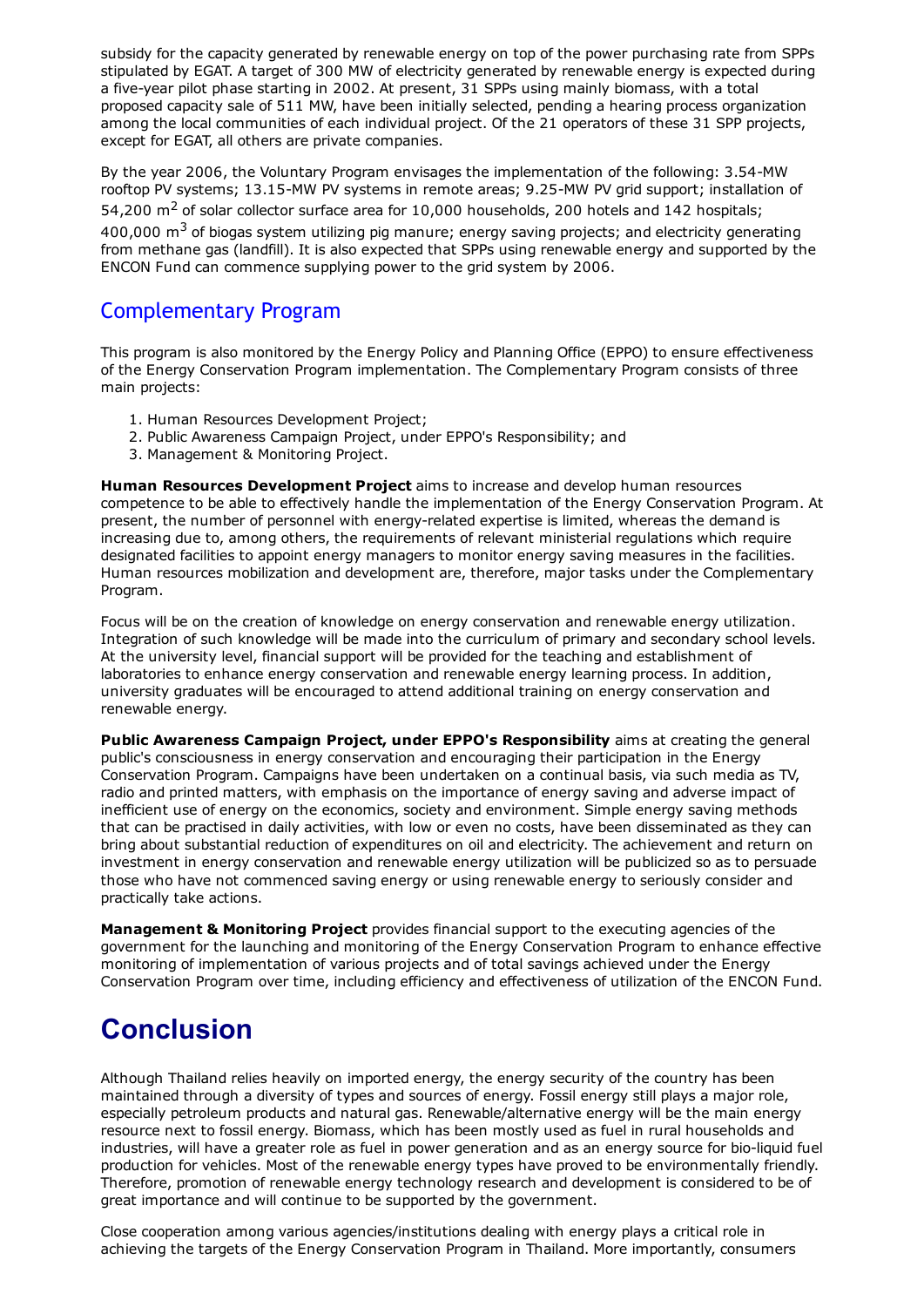subsidy for the capacity generated by renewable energy on top of the power purchasing rate from SPPs stipulated by EGAT. A target of 300 MW of electricity generated by renewable energy is expected during a five-year pilot phase starting in 2002. At present, 31 SPPs using mainly biomass, with a total proposed capacity sale of 511 MW, have been initially selected, pending a hearing process organization among the local communities of each individual project. Of the 21 operators of these 31 SPP projects, except for EGAT, all others are private companies.

By the year 2006, the Voluntary Program envisages the implementation of the following: 3.54-MW rooftop PV systems; 13.15-MW PV systems in remote areas; 9.25-MW PV grid support; installation of 54,200 $m^2$ of solar collector surface area for 10,000 households, 200 hotels and 142 hospitals; 400,000 $m^3$ of biogas system utilizing pig manure; energy saving projects; and electricity generating from methane gas (landfill). It is also expected that SPPs using renewable energy and supported by the ENCON Fund can commence supplying power to the grid system by 2006.

## Complementary Program

This program is also monitored by the Energy Policy and Planning Office (EPPO) to ensure effectiveness of the Energy Conservation Program implementation. The Complementary Program consists of three main projects:

1. Human Resources Development Project;
2. Public Awareness Campaign Project, under EPPO's Responsibility; and
3. Management & Monitoring Project.

**Human Resources Development Project** aims to increase and develop human resources competence to be able to effectively handle the implementation of the Energy Conservation Program. At present, the number of personnel with energy-related expertise is limited, whereas the demand is increasing due to, among others, the requirements of relevant ministerial regulations which require designated facilities to appoint energy managers to monitor energy saving measures in the facilities. Human resources mobilization and development are, therefore, major tasks under the Complementary Program.

Focus will be on the creation of knowledge on energy conservation and renewable energy utilization. Integration of such knowledge will be made into the curriculum of primary and secondary school levels. At the university level, financial support will be provided for the teaching and establishment of laboratories to enhance energy conservation and renewable energy learning process. In addition, university graduates will be encouraged to attend additional training on energy conservation and renewable energy.

**Public Awareness Campaign Project, under EPPO's Responsibility** aims at creating the general public's consciousness in energy conservation and encouraging their participation in the Energy Conservation Program. Campaigns have been undertaken on a continual basis, via such media as TV, radio and printed matters, with emphasis on the importance of energy saving and adverse impact of inefficient use of energy on the economics, society and environment. Simple energy saving methods that can be practised in daily activities, with low or even no costs, have been disseminated as they can bring about substantial reduction of expenditures on oil and electricity. The achievement and return on investment in energy conservation and renewable energy utilization will be publicized so as to persuade those who have not commenced saving energy or using renewable energy to seriously consider and practically take actions.

**Management & Monitoring Project** provides financial support to the executing agencies of the government for the launching and monitoring of the Energy Conservation Program to enhance effective monitoring of implementation of various projects and of total savings achieved under the Energy Conservation Program over time, including efficiency and effectiveness of utilization of the ENCON Fund.

# Conclusion

Although Thailand relies heavily on imported energy, the energy security of the country has been maintained through a diversity of types and sources of energy. Fossil energy still plays a major role, especially petroleum products and natural gas. Renewable/alternative energy will be the main energy resource next to fossil energy. Biomass, which has been mostly used as fuel in rural households and industries, will have a greater role as fuel in power generation and as an energy source for bio-liquid fuel production for vehicles. Most of the renewable energy types have proved to be environmentally friendly. Therefore, promotion of renewable energy technology research and development is considered to be of great importance and will continue to be supported by the government.

Close cooperation among various agencies/institutions dealing with energy plays a critical role in achieving the targets of the Energy Conservation Program in Thailand. More importantly, consumers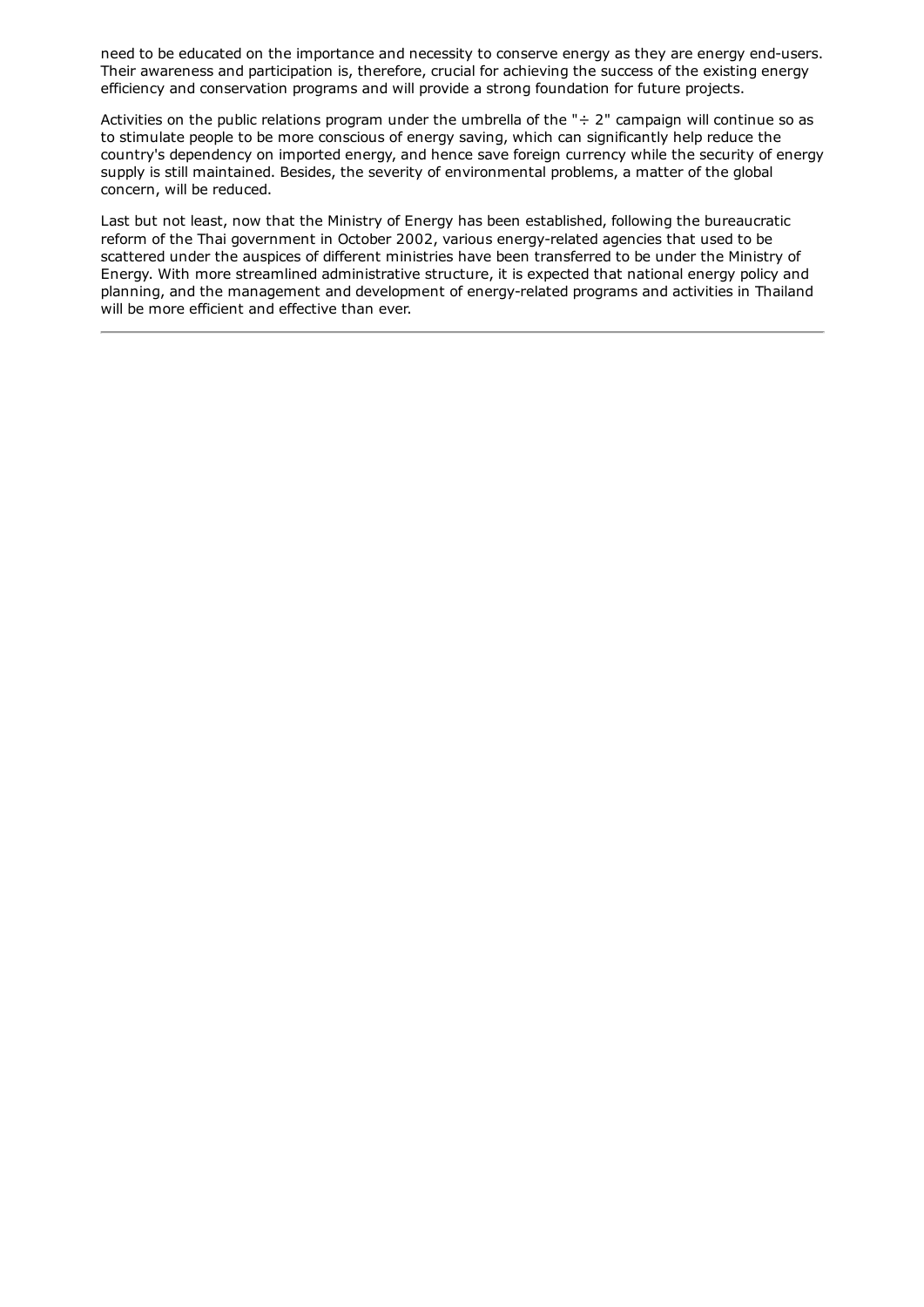need to be educated on the importance and necessity to conserve energy as they are energy end-users. Their awareness and participation is, therefore, crucial for achieving the success of the existing energy efficiency and conservation programs and will provide a strong foundation for future projects.

Activities on the public relations program under the umbrella of the "÷ 2" campaign will continue so as to stimulate people to be more conscious of energy saving, which can significantly help reduce the country's dependency on imported energy, and hence save foreign currency while the security of energy supply is still maintained. Besides, the severity of environmental problems, a matter of the global concern, will be reduced.

Last but not least, now that the Ministry of Energy has been established, following the bureaucratic reform of the Thai government in October 2002, various energy-related agencies that used to be scattered under the auspices of different ministries have been transferred to be under the Ministry of Energy. With more streamlined administrative structure, it is expected that national energy policy and planning, and the management and development of energy-related programs and activities in Thailand will be more efficient and effective than ever.

---